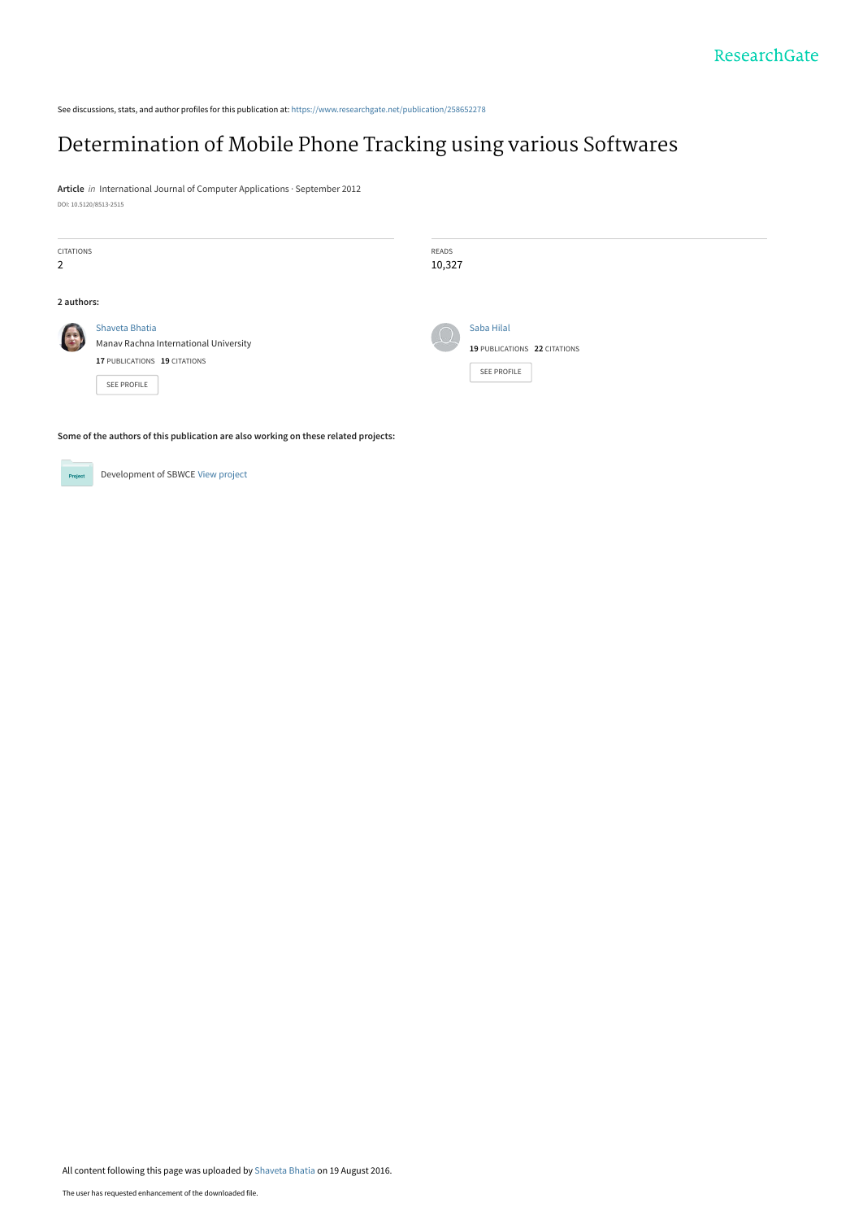See discussions, stats, and author profiles for this publication at: https://www.researchgate.net/publication/258652278

# Determination of Mobile Phone Tracking using various Softwares

**Article** *in* International Journal of Computer Applications · September 2012

DOI: 10.5120/8513-2515

| CITATIONS | READS |
| --- | --- |
| 2 | 10,327 |

**2 authors:**

**Shaveta Bhatia**
Manav Rachna International University
17 PUBLICATIONS 19 CITATIONS
SEE PROFILE

**Saba Hilal**
19 PUBLICATIONS 22 CITATIONS
SEE PROFILE

**Some of the authors of this publication are also working on these related projects:**

Development of SBWCE View project

All content following this page was uploaded by Shaveta Bhatia on 19 August 2016.

The user has requested enhancement of the downloaded file.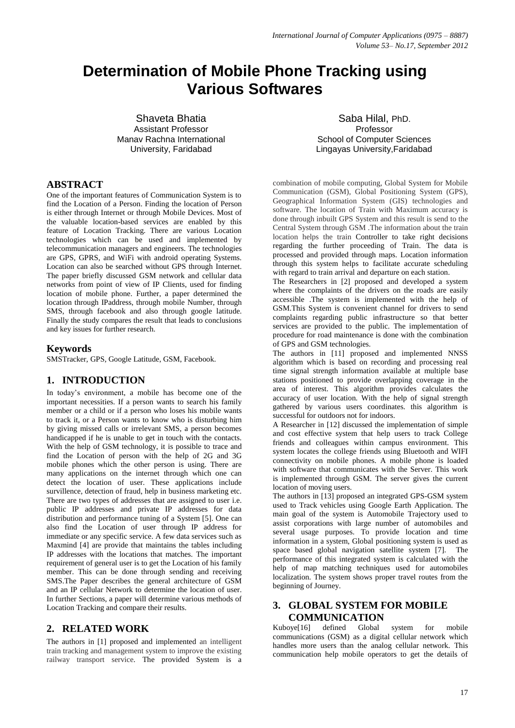# Determination of Mobile Phone Tracking using Various Softwares

Shaveta Bhatia
Assistant Professor
Manav Rachna International University, Faridabad

Saba Hilal, PhD.
Professor
School of Computer Sciences
Lingayas University,Faridabad

## ABSTRACT

One of the important features of Communication System is to find the Location of a Person. Finding the location of Person is either through Internet or through Mobile Devices. Most of the valuable location-based services are enabled by this feature of Location Tracking. There are various Location technologies which can be used and implemented by telecommunication managers and engineers. The technologies are GPS, GPRS, and WiFi with android operating Systems. Location can also be searched without GPS through Internet. The paper briefly discussed GSM network and cellular data networks from point of view of IP Clients, used for finding location of mobile phone. Further, a paper determined the location through IPaddress, through mobile Number, through SMS, through facebook and also through google latitude. Finally the study compares the result that leads to conclusions and key issues for further research.

## Keywords

SMSTracker, GPS, Google Latitude, GSM, Facebook.

## 1. INTRODUCTION

In today's environment, a mobile has become one of the important necessities. If a person wants to search his family member or a child or if a person who loses his mobile wants to track it, or a Person wants to know who is disturbing him by giving missed calls or irrelevant SMS, a person becomes handicapped if he is unable to get in touch with the contacts. With the help of GSM technology, it is possible to trace and find the Location of person with the help of 2G and 3G mobile phones which the other person is using. There are many applications on the internet through which one can detect the location of user. These applications include survillence, detection of fraud, help in business marketing etc. There are two types of addresses that are assigned to user i.e. public IP addresses and private IP addresses for data distribution and performance tuning of a System [5]. One can also find the Location of user through IP address for immediate or any specific service. A few data services such as Maxmind [4] are provide that maintains the tables including IP addresses with the locations that matches. The important requirement of general user is to get the Location of his family member. This can be done through sending and receiving SMS.The Paper describes the general architecture of GSM and an IP cellular Network to determine the location of user. In further Sections, a paper will determine various methods of Location Tracking and compare their results.

## 2. RELATED WORK

The authors in [1] proposed and implemented an intelligent train tracking and management system to improve the existing railway transport service. The provided System is a combination of mobile computing, Global System for Mobile Communication (GSM), Global Positioning System (GPS), Geographical Information System (GIS) technologies and software. The location of Train with Maximum accuracy is done through inbuilt GPS System and this result is send to the Central System through GSM .The information about the train location helps the train Controller to take right decisions regarding the further proceeding of Train. The data is processed and provided through maps. Location information through this system helps to facilitate accurate scheduling with regard to train arrival and departure on each station.

The Researchers in [2] proposed and developed a system where the complaints of the drivers on the roads are easily accessible .The system is implemented with the help of GSM.This System is convenient channel for drivers to send complaints regarding public infrastructure so that better services are provided to the public. The implementation of procedure for road maintenance is done with the combination of GPS and GSM technologies.

The authors in [11] proposed and implemented NNSS algorithm which is based on recording and processing real time signal strength information available at multiple base stations positioned to provide overlapping coverage in the area of interest. This algorithm provides calculates the accuracy of user location. With the help of signal strength gathered by various users coordinates. this algorithm is successful for outdoors not for indoors.

A Researcher in [12] discussed the implementation of simple and cost effective system that help users to track College friends and colleagues within campus environment. This system locates the college friends using Bluetooth and WIFI connectivity on mobile phones. A mobile phone is loaded with software that communicates with the Server. This work is implemented through GSM. The server gives the current location of moving users.

The authors in [13] proposed an integrated GPS-GSM system used to Track vehicles using Google Earth Application. The main goal of the system is Automobile Trajectory used to assist corporations with large number of automobiles and several usage purposes. To provide location and time information in a system, Global positioning system is used as space based global navigation satellite system [7]. The performance of this integrated system is calculated with the help of map matching techniques used for automobiles localization. The system shows proper travel routes from the beginning of Journey.

## 3. GLOBAL SYSTEM FOR MOBILE COMMUNICATION

Kuboye[16] defined Global system for mobile communications (GSM) as a digital cellular network which handles more users than the analog cellular network. This communication help mobile operators to get the details of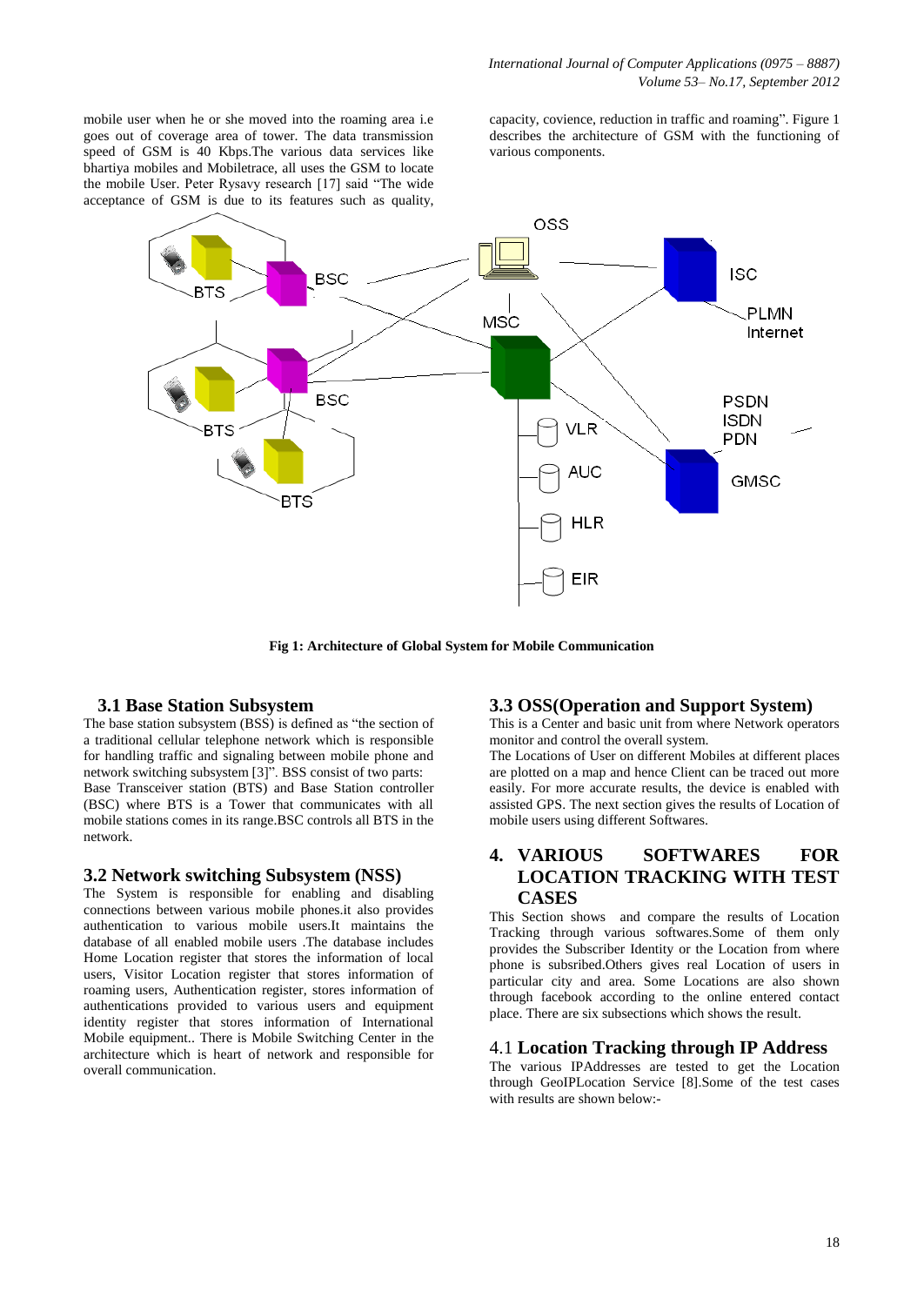mobile user when he or she moved into the roaming area i.e goes out of coverage area of tower. The data transmission speed of GSM is 40 Kbps.The various data services like bhartiya mobiles and Mobiletrace, all uses the GSM to locate the mobile User. Peter Rysavy research [17] said "The wide acceptance of GSM is due to its features such as quality, capacity, covience, reduction in traffic and roaming". Figure 1 describes the architecture of GSM with the functioning of various components.

**Fig 1: Architecture of Global System for Mobile Communication**

### 3.1 Base Station Subsystem

The base station subsystem (BSS) is defined as "the section of a traditional cellular telephone network which is responsible for handling traffic and signaling between mobile phone and network switching subsystem [3]". BSS consist of two parts: Base Transceiver station (BTS) and Base Station controller (BSC) where BTS is a Tower that communicates with all mobile stations comes in its range.BSC controls all BTS in the network.

### 3.2 Network switching Subsystem (NSS)

The System is responsible for enabling and disabling connections between various mobile phones.it also provides authentication to various mobile users.It maintains the database of all enabled mobile users .The database includes Home Location register that stores the information of local users, Visitor Location register that stores information of roaming users, Authentication register, stores information of authentications provided to various users and equipment identity register that stores information of International Mobile equipment.. There is Mobile Switching Center in the architecture which is heart of network and responsible for overall communication.

### 3.3 OSS(Operation and Support System)

This is a Center and basic unit from where Network operators monitor and control the overall system.

The Locations of User on different Mobiles at different places are plotted on a map and hence Client can be traced out more easily. For more accurate results, the device is enabled with assisted GPS. The next section gives the results of Location of mobile users using different Softwares.

## 4. VARIOUS SOFTWARES FOR LOCATION TRACKING WITH TEST CASES

This Section shows and compare the results of Location Tracking through various softwares.Some of them only provides the Subscriber Identity or the Location from where phone is subsribed.Others gives real Location of users in particular city and area. Some Locations are also shown through facebook according to the online entered contact place. There are six subsections which shows the result.

### 4.1 Location Tracking through IP Address

The various IPAddresses are tested to get the Location through GeoIPLocation Service [8].Some of the test cases with results are shown below:-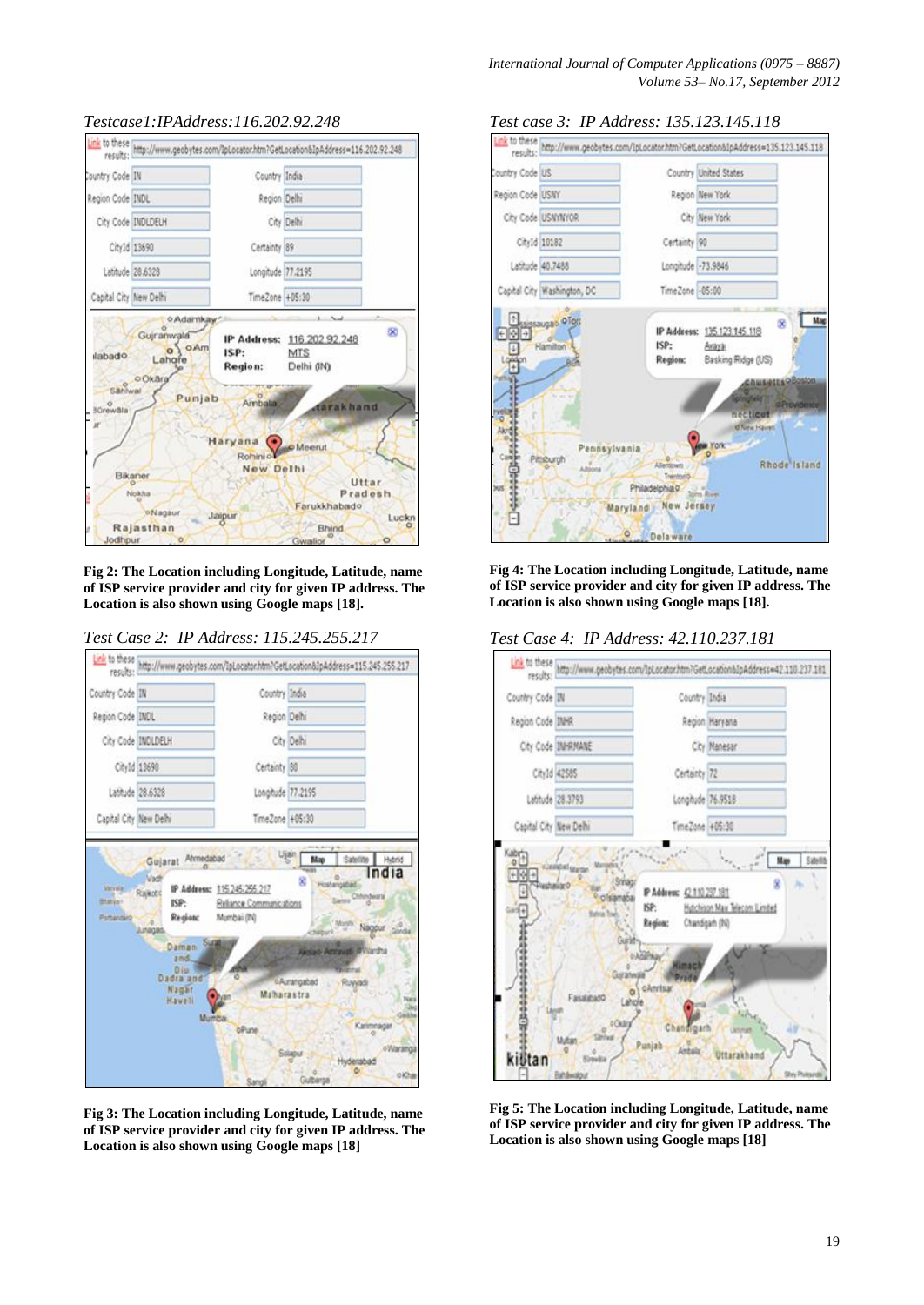*Testcase1:IPAddress:116.202.92.248*

**Fig 2: The Location including Longitude, Latitude, name of ISP service provider and city for given IP address. The Location is also shown using Google maps [18].**

*Test Case 2: IP Address: 115.245.255.217*

**Fig 3: The Location including Longitude, Latitude, name of ISP service provider and city for given IP address. The Location is also shown using Google maps [18]**

*Test case 3: IP Address: 135.123.145.118*

**Fig 4: The Location including Longitude, Latitude, name of ISP service provider and city for given IP address. The Location is also shown using Google maps [18].**

*Test Case 4: IP Address: 42.110.237.181*

**Fig 5: The Location including Longitude, Latitude, name of ISP service provider and city for given IP address. The Location is also shown using Google maps [18]**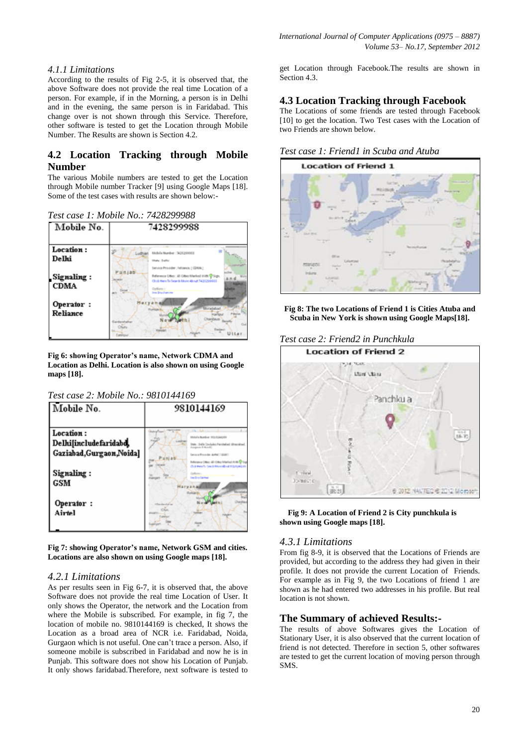#### 4.1.1 Limitations

According to the results of Fig 2-5, it is observed that, the above Software does not provide the real time Location of a person. For example, if in the Morning, a person is in Delhi and in the evening, the same person is in Faridabad. This change over is not shown through this Service. Therefore, other software is tested to get the Location through Mobile Number. The Results are shown is Section 4.2.

### 4.2 Location Tracking through Mobile Number

The various Mobile numbers are tested to get the Location through Mobile number Tracker [9] using Google Maps [18]. Some of the test cases with results are shown below:-

*Test case 1: Mobile No.: 7428299988*

| Mobile No. | 7428299988 |
|---|---|
| Location : Delhi<br>Signaling : CDMA<br>Operator : Reliance | |

**Fig 6: showing Operator's name, Network CDMA and Location as Delhi. Location is also shown on using Google maps [18].**

*Test case 2: Mobile No.: 9810144169*

| Mobile No. | 9810144169 |
|---|---|
| Location : Delhi[includefaridabd, Gaziabad,Gurgaon,Noida]<br>Signaling : GSM<br>Operator : Airtel | |

**Fig 7: showing Operator's name, Network GSM and cities. Locations are also shown on using Google maps [18].**

#### 4.2.1 Limitations

As per results seen in Fig 6-7, it is observed that, the above Software does not provide the real time Location of User. It only shows the Operator, the network and the Location from where the Mobile is subscribed. For example, in fig 7, the location of mobile no. 9810144169 is checked, It shows the Location as a broad area of NCR i.e. Faridabad, Noida, Gurgaon which is not useful. One can't trace a person. Also, if someone mobile is subscribed in Faridabad and now he is in Punjab. This software does not show his Location of Punjab. It only shows faridabad.Therefore, next software is tested to get Location through Facebook.The results are shown in Section 4.3.

### 4.3 Location Tracking through Facebook

The Locations of some friends are tested through Facebook [10] to get the location. Two Test cases with the Location of two Friends are shown below.

*Test case 1: Friend1 in Scuba and Atuba*

**Fig 8: The two Locations of Friend 1 is Cities Atuba and Scuba in New York is shown using Google Maps[18].**

*Test case 2: Friend2 in Punchkula*

**Fig 9: A Location of Friend 2 is City punchkula is shown using Google maps [18].**

#### 4.3.1 Limitations

From fig 8-9, it is observed that the Locations of Friends are provided, but according to the address they had given in their profile. It does not provide the current Location of Friends. For example as in Fig 9, the two Locations of friend 1 are shown as he had entered two addresses in his profile. But real location is not shown.

### The Summary of achieved Results:-

The results of above Softwares gives the Location of Stationary User, it is also observed that the current location of friend is not detected. Therefore in section 5, other softwares are tested to get the current location of moving person through SMS.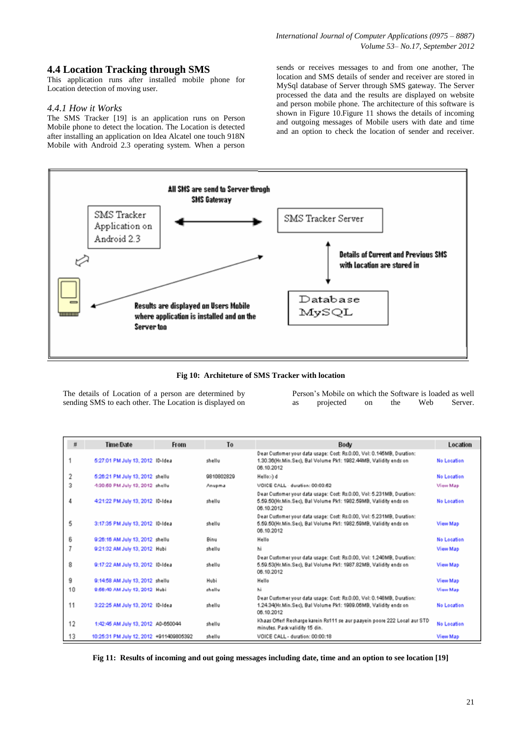## 4.4 Location Tracking through SMS

This application runs after installed mobile phone for Location detection of moving user.

### *4.4.1 How it Works*

The SMS Tracker [19] is an application runs on Person Mobile phone to detect the location. The Location is detected after installing an application on Idea Alcatel one touch 918N Mobile with Android 2.3 operating system. When a person sends or receives messages to and from one another, The location and SMS details of sender and receiver are stored in MySql database of Server through SMS gateway. The Server processed the data and the results are displayed on website and person mobile phone. The architecture of this software is shown in Figure 10.Figure 11 shows the details of incoming and outgoing messages of Mobile users with date and time and an option to check the location of sender and receiver.

All SMS are send to Server throgh SMS Gateway

SMS Tracker Application on Android 2.3

SMS Tracker Server

Details of Current and Previous SMS with Location are stored in

Database MySQL

Results are displayed on Users Mobile where application is installed and on the Server too

**Fig 10: Architeture of SMS Tracker with location**

The details of Location of a person are determined by sending SMS to each other. The Location is displayed on Person's Mobile on which the Software is loaded as well as projected on the Web Server.

| # | Time/Date | From | To | Body | Location |
|---|---|---|---|---|---|
| 1 | 5:27:01 PM July 13, 2012 | ID-Idea | shellu | Dear Customer your data usage: Cost: Rs.0.00, Vol: 0.145MB, Duration: 1.30.36(Hr.Min.Sec), Bal Volume Pk1: 1982.44MB, Validity ends on 06.10.2012 | No Location |
| 2 | 5:26:21 PM July 13, 2012 | shellu | 9810802829 | Hello:-) d | No Location |
| 3 | 4:30:50 PM July 13, 2012 | shellu | Anupma | VOICE CALL duration: 00:03:52 | View Map |
| 4 | 4:21:22 PM July 13, 2012 | ID-Idea | shellu | Dear Customer your data usage: Cost: Rs.0.00, Vol: 5.231MB, Duration: 5.59.50(Hr.Min.Sec), Bal Volume Pk1: 1982.59MB, Validity ends on 06.10.2012 | No Location |
| 5 | 3:17:35 PM July 13, 2012 | ID-Idea | shellu | Dear Customer your data usage: Cost: Rs.0.00, Vol: 5.231MB, Duration: 5.59.50(Hr.Min.Sec), Bal Volume Pk1: 1982.59MB, Validity ends on 06.10.2012 | View Map |
| 6 | 9:26:15 AM July 13, 2012 | shellu | Binu | Hello | No Location |
| 7 | 9:21:32 AM July 13, 2012 | Hubi | shellu | hi | View Map |
| 8 | 9:17:22 AM July 13, 2012 | ID-Idea | shellu | Dear Customer your data usage: Cost: Rs.0.00, Vol: 1.240MB, Duration: 5.59.53(Hr.Min.Sec), Bal Volume Pk1: 1987.82MB, Validity ends on 06.10.2012 | View Map |
| 9 | 9:14:58 AM July 13, 2012 | shellu | Hubi | Hello | View Map |
| 10 | 9:56:40 AM July 12, 2012 | Hubi | shellu | hi | View Map |
| 11 | 3:22:25 AM July 13, 2012 | ID-Idea | shellu | Dear Customer your data usage: Cost: Rs.0.00, Vol: 0.148MB, Duration: 1.24.34(Hr.Min.Sec), Bal Volume Pk1: 1989.06MB, Validity ends on 06.10.2012 | No Location |
| 12 | 1:42:45 AM July 13, 2012 | AD-650044 | shellu | Khaas Offer! Recharge karein Rs111 se aur paayein poore 222 Local aur STD minutes. Pack validity 15 din. | No Location |
| 13 | 10:25:31 PM July 12, 2012 | +911409805392 | shellu | VOICE CALL - duration: 00:00:18 | View Map |

**Fig 11: Results of incoming and out going messages including date, time and an option to see location [19]**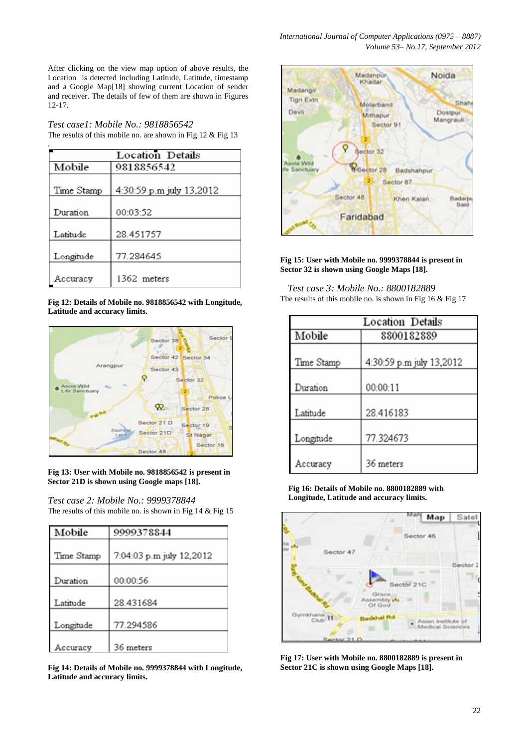After clicking on the view map option of above results, the Location is detected including Latitude, Latitude, timestamp and a Google Map[18] showing current Location of sender and receiver. The details of few of them are shown in Figures 12-17.

*Test case1: Mobile No.: 9818856542*

The results of this mobile no. are shown in Fig 12 & Fig 13

| Location Details | |
|---|---|
| Mobile | 9818856542 |
| Time Stamp | 4:30:59 p.m july 13,2012 |
| Duration | 00:03:52 |
| Latitude | 28.451757 |
| Longitude | 77.284645 |
| Accuracy | 1362 meters |

**Fig 12: Details of Mobile no. 9818856542 with Longitude, Latitude and accuracy limits.**

**Fig 13: User with Mobile no. 9818856542 is present in Sector 21D is shown using Google maps [18].**

*Test case 2: Mobile No.: 9999378844*

The results of this mobile no. is shown in Fig 14 & Fig 15

| Mobile | 9999378844 |
|---|---|
| Time Stamp | 7:04:03 p.m july 12,2012 |
| Duration | 00:00:56 |
| Latitude | 28.431684 |
| Longitude | 77.294586 |
| Accuracy | 36 meters |

**Fig 14: Details of Mobile no. 9999378844 with Longitude, Latitude and accuracy limits.**

**Fig 15: User with Mobile no. 9999378844 is present in Sector 32 is shown using Google Maps [18].**

*Test case 3: Mobile No.: 8800182889*

The results of this mobile no. is shown in Fig 16 & Fig 17

| Location Details | |
|---|---|
| Mobile | 8800182889 |
| Time Stamp | 4:30:59 p.m july 13,2012 |
| Duration | 00:00:11 |
| Latitude | 28.416183 |
| Longitude | 77.324673 |
| Accuracy | 36 meters |

**Fig 16: Details of Mobile no. 8800182889 with Longitude, Latitude and accuracy limits.**

**Fig 17: User with Mobile no. 8800182889 is present in Sector 21C is shown using Google Maps [18].**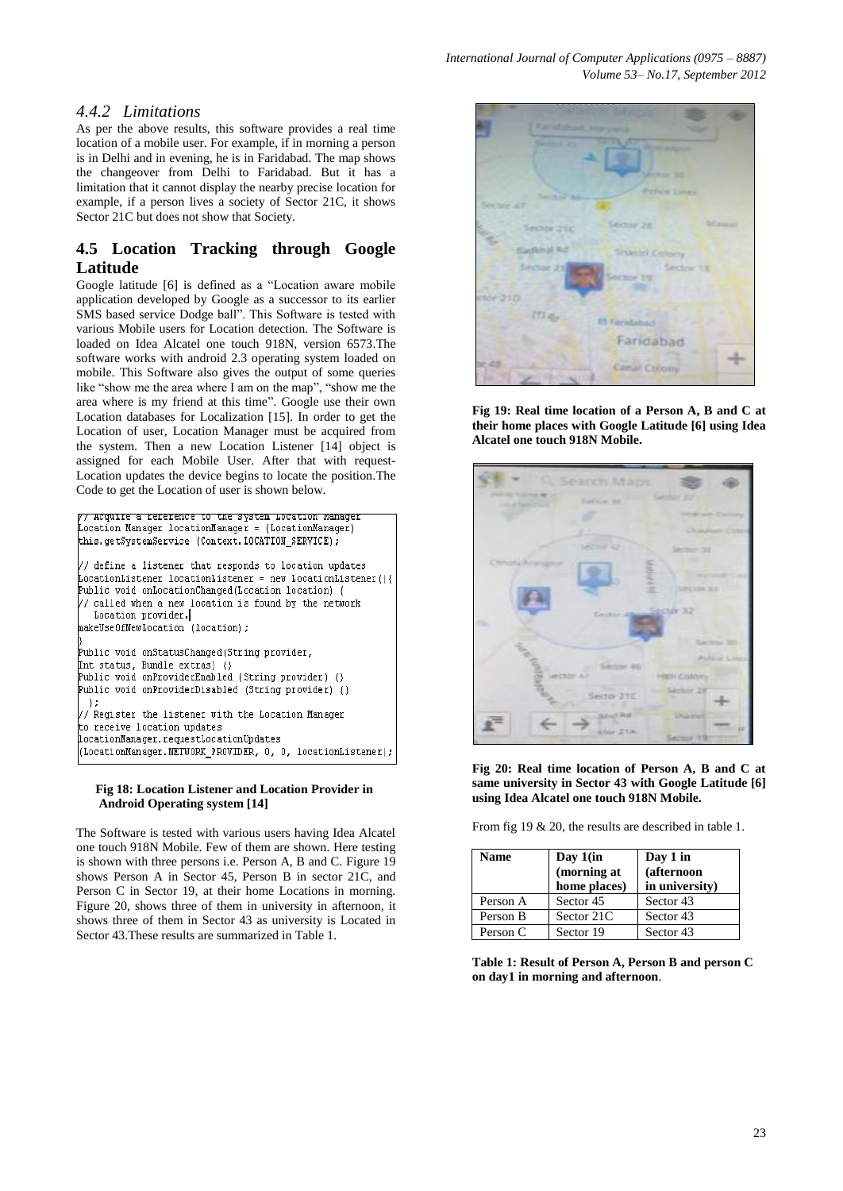### 4.4.2 Limitations

As per the above results, this software provides a real time location of a mobile user. For example, if in morning a person is in Delhi and in evening, he is in Faridabad. The map shows the changeover from Delhi to Faridabad. But it has a limitation that it cannot display the nearby precise location for example, if a person lives a society of Sector 21C, it shows Sector 21C but does not show that Society.

## 4.5 Location Tracking through Google Latitude

Google latitude [6] is defined as a "Location aware mobile application developed by Google as a successor to its earlier SMS based service Dodge ball". This Software is tested with various Mobile users for Location detection. The Software is loaded on Idea Alcatel one touch 918N, version 6573.The software works with android 2.3 operating system loaded on mobile. This Software also gives the output of some queries like "show me the area where I am on the map", "show me the area where is my friend at this time". Google use their own Location databases for Localization [15]. In order to get the Location of user, Location Manager must be acquired from the system. Then a new Location Listener [14] object is assigned for each Mobile User. After that with request-Location updates the device begins to locate the position.The Code to get the Location of user is shown below.

```
// Acquire a reference to the system Location Manager
Location Manager locationManager = (LocationManager)
this.getSystemService (Context.LOCATION_SERVICE);

// define a listener that responds to location updates
LocationListener locationListener = new LocationListener(){
Public void onLocationChanged(Location location) {
// called when a new location is found by the network
   Location provider.
makeUseOfNewLocation (location);
}
Public void onStatusChanged(String provider,
Int status, Bundle extras) {}
Public void onProviderEnabled (String provider) {}
Public void onProviderDisabled (String provider) {}
  };
// Register the listener with the Location Manager
to receive location updates
locationManager.requestLocationUpdates
(LocationManager.NETWORK_PROVIDER, 0, 0, locationListener);
```

**Fig 18: Location Listener and Location Provider in Android Operating system [14]**

The Software is tested with various users having Idea Alcatel one touch 918N Mobile. Few of them are shown. Here testing is shown with three persons i.e. Person A, B and C. Figure 19 shows Person A in Sector 45, Person B in sector 21C, and Person C in Sector 19, at their home Locations in morning. Figure 20, shows three of them in university in afternoon, it shows three of them in Sector 43 as university is Located in Sector 43.These results are summarized in Table 1.

**Fig 19: Real time location of a Person A, B and C at their home places with Google Latitude [6] using Idea Alcatel one touch 918N Mobile.**

**Fig 20: Real time location of Person A, B and C at same university in Sector 43 with Google Latitude [6] using Idea Alcatel one touch 918N Mobile.**

From fig 19 & 20, the results are described in table 1.

| Name | Day 1(in (morning at home places) | Day 1 in (afternoon in university) |
|---|---|---|
| Person A | Sector 45 | Sector 43 |
| Person B | Sector 21C | Sector 43 |
| Person C | Sector 19 | Sector 43 |

**Table 1: Result of Person A, Person B and person C on day1 in morning and afternoon**.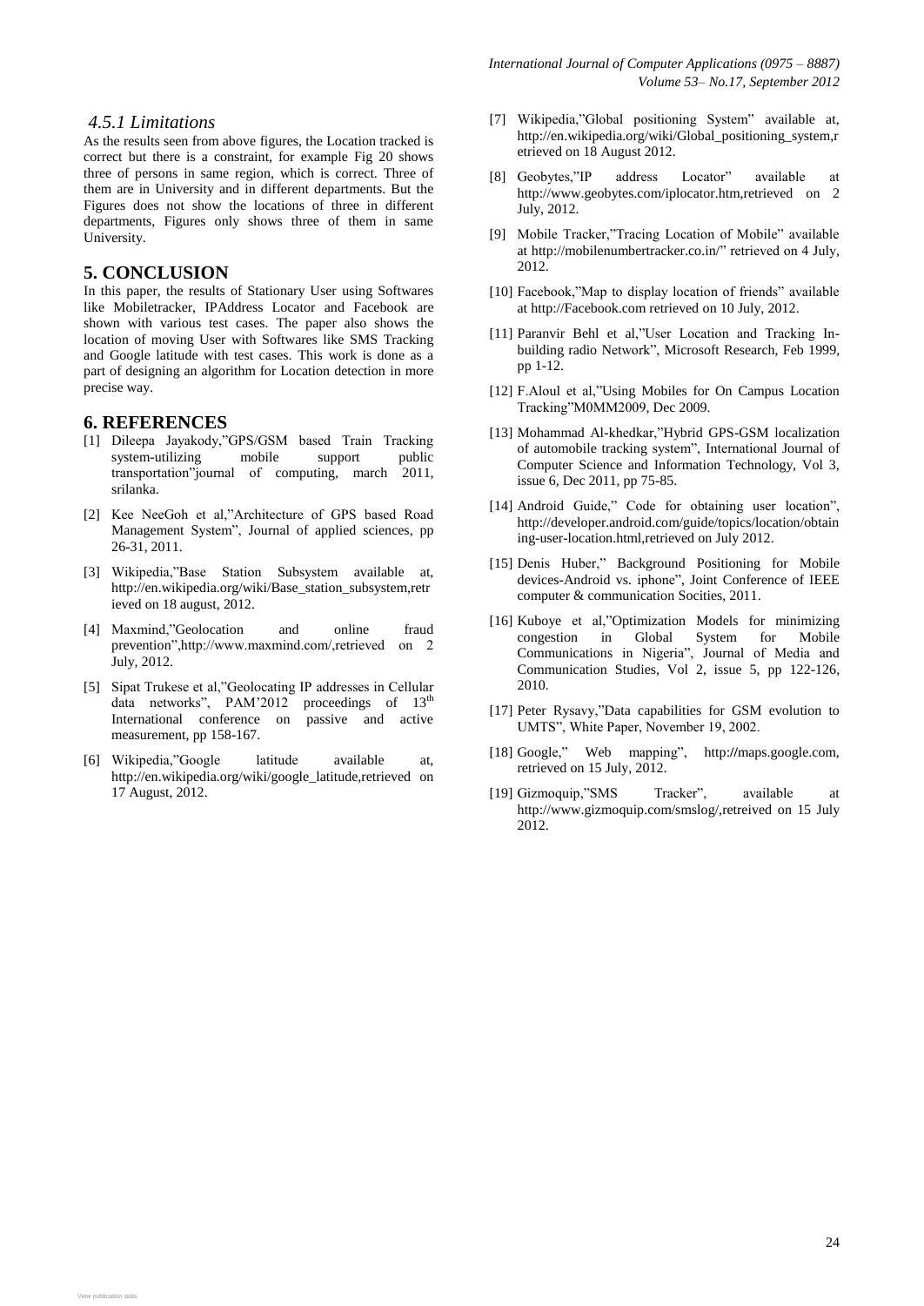### 4.5.1 Limitations

As the results seen from above figures, the Location tracked is correct but there is a constraint, for example Fig 20 shows three of persons in same region, which is correct. Three of them are in University and in different departments. But the Figures does not show the locations of three in different departments, Figures only shows three of them in same University.

## 5. CONCLUSION

In this paper, the results of Stationary User using Softwares like Mobiletracker, IPAddress Locator and Facebook are shown with various test cases. The paper also shows the location of moving User with Softwares like SMS Tracking and Google latitude with test cases. This work is done as a part of designing an algorithm for Location detection in more precise way.

## 6. REFERENCES

[1] Dileepa Jayakody,"GPS/GSM based Train Tracking system-utilizing mobile support public transportation"journal of computing, march 2011, srilanka.

[2] Kee NeeGoh et al,"Architecture of GPS based Road Management System", Journal of applied sciences, pp 26-31, 2011.

[3] Wikipedia,"Base Station Subsystem available at, http://en.wikipedia.org/wiki/Base_station_subsystem,retrieved on 18 august, 2012.

[4] Maxmind,"Geolocation and online fraud prevention",http://www.maxmind.com/,retrieved on 2 July, 2012.

[5] Sipat Trukese et al,"Geolocating IP addresses in Cellular data networks", PAM'2012 proceedings of 13th International conference on passive and active measurement, pp 158-167.

[6] Wikipedia,"Google latitude available at, http://en.wikipedia.org/wiki/google_latitude,retrieved on 17 August, 2012.

[7] Wikipedia,"Global positioning System" available at, http://en.wikipedia.org/wiki/Global_positioning_system,retrieved on 18 August 2012.

[8] Geobytes,"IP address Locator" available at http://www.geobytes.com/iplocator.htm,retrieved on 2 July, 2012.

[9] Mobile Tracker,"Tracing Location of Mobile" available at http://mobilenumbertracker.co.in/" retrieved on 4 July, 2012.

[10] Facebook,"Map to display location of friends" available at http://Facebook.com retrieved on 10 July, 2012.

[11] Paranvir Behl et al,"User Location and Tracking In-building radio Network", Microsoft Research, Feb 1999, pp 1-12.

[12] F.Aloul et al,"Using Mobiles for On Campus Location Tracking"M0MM2009, Dec 2009.

[13] Mohammad Al-khedkar,"Hybrid GPS-GSM localization of automobile tracking system", International Journal of Computer Science and Information Technology, Vol 3, issue 6, Dec 2011, pp 75-85.

[14] Android Guide," Code for obtaining user location", http://developer.android.com/guide/topics/location/obtaining-user-location.html,retrieved on July 2012.

[15] Denis Huber," Background Positioning for Mobile devices-Android vs. iphone", Joint Conference of IEEE computer & communication Socities, 2011.

[16] Kuboye et al,"Optimization Models for minimizing congestion in Global System for Mobile Communications in Nigeria", Journal of Media and Communication Studies, Vol 2, issue 5, pp 122-126, 2010.

[17] Peter Rysavy,"Data capabilities for GSM evolution to UMTS", White Paper, November 19, 2002.

[18] Google," Web mapping", http://maps.google.com, retrieved on 15 July, 2012.

[19] Gizmoquip,"SMS Tracker", available at http://www.gizmoquip.com/smslog/,retreived on 15 July 2012.